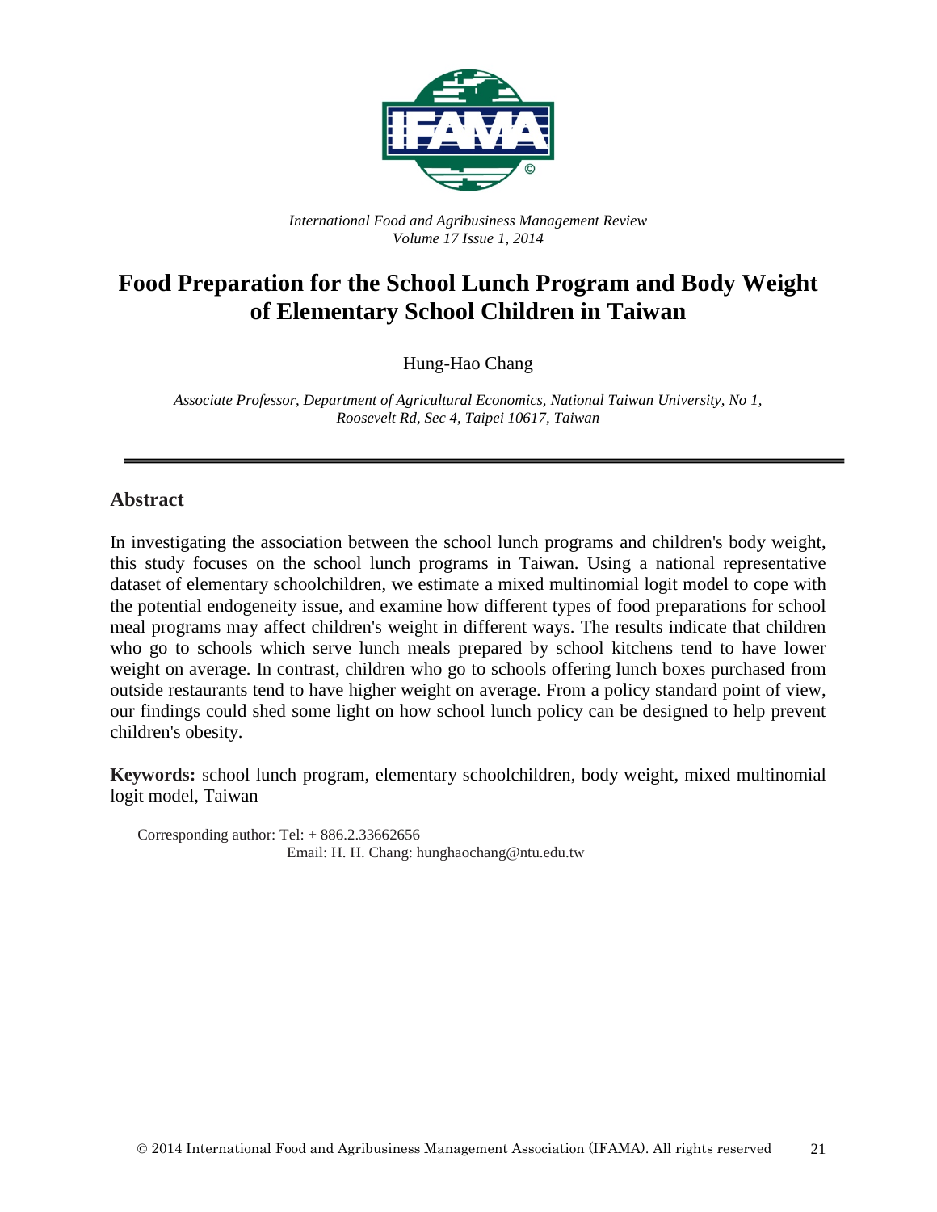*International Food and Agribusiness Management Review*
*Volume 17 Issue 1, 2014*

# Food Preparation for the School Lunch Program and Body Weight of Elementary School Children in Taiwan

Hung-Hao Chang

*Associate Professor, Department of Agricultural Economics, National Taiwan University, No 1, Roosevelt Rd, Sec 4, Taipei 10617, Taiwan*

---

## Abstract

In investigating the association between the school lunch programs and children's body weight, this study focuses on the school lunch programs in Taiwan. Using a national representative dataset of elementary schoolchildren, we estimate a mixed multinomial logit model to cope with the potential endogeneity issue, and examine how different types of food preparations for school meal programs may affect children's weight in different ways. The results indicate that children who go to schools which serve lunch meals prepared by school kitchens tend to have lower weight on average. In contrast, children who go to schools offering lunch boxes purchased from outside restaurants tend to have higher weight on average. From a policy standard point of view, our findings could shed some light on how school lunch policy can be designed to help prevent children's obesity.

**Keywords:** school lunch program, elementary schoolchildren, body weight, mixed multinomial logit model, Taiwan

Corresponding author: Tel: + 886.2.33662656
Email: H. H. Chang: hunghaochang@ntu.edu.tw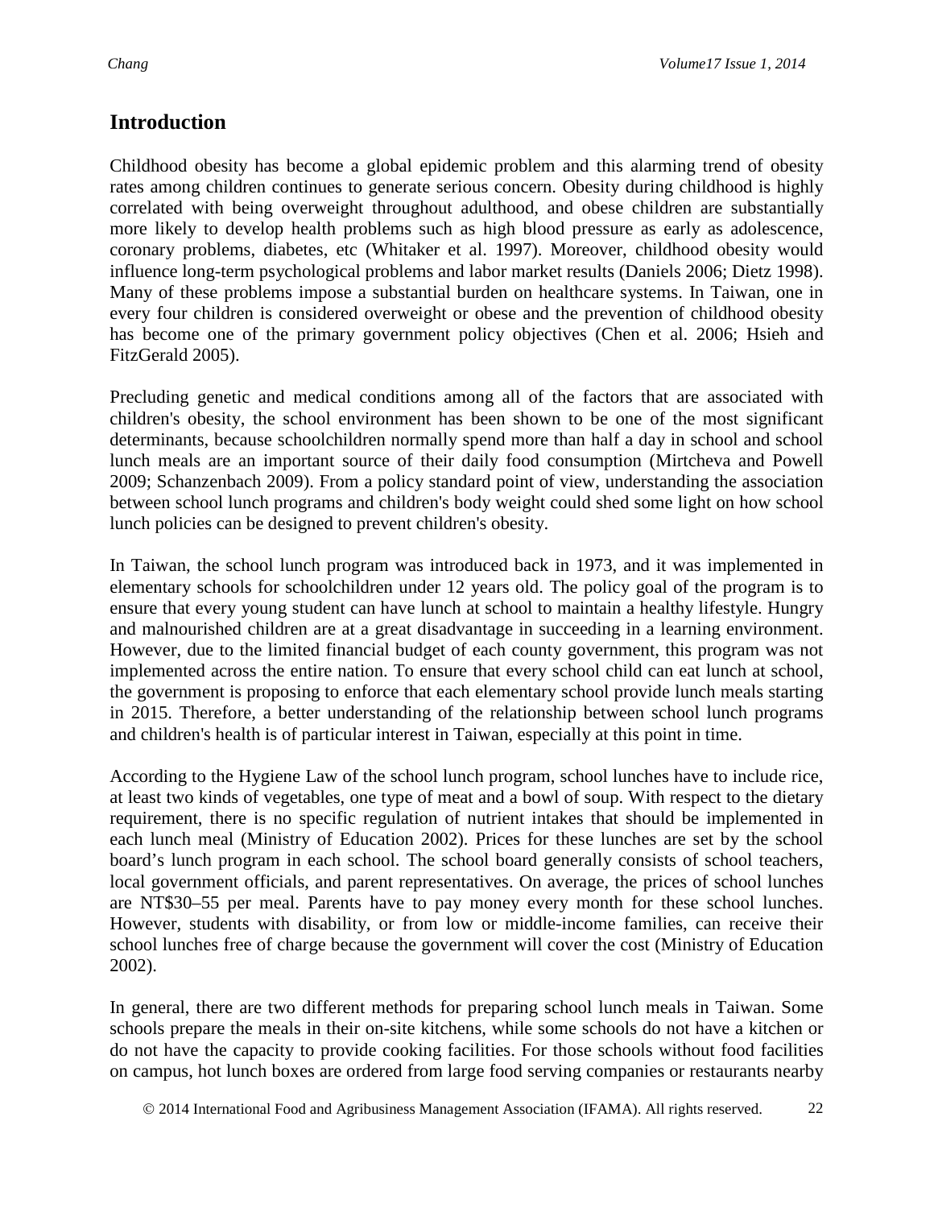## Introduction

Childhood obesity has become a global epidemic problem and this alarming trend of obesity rates among children continues to generate serious concern. Obesity during childhood is highly correlated with being overweight throughout adulthood, and obese children are substantially more likely to develop health problems such as high blood pressure as early as adolescence, coronary problems, diabetes, etc (Whitaker et al. 1997). Moreover, childhood obesity would influence long-term psychological problems and labor market results (Daniels 2006; Dietz 1998). Many of these problems impose a substantial burden on healthcare systems. In Taiwan, one in every four children is considered overweight or obese and the prevention of childhood obesity has become one of the primary government policy objectives (Chen et al. 2006; Hsieh and FitzGerald 2005).

Precluding genetic and medical conditions among all of the factors that are associated with children's obesity, the school environment has been shown to be one of the most significant determinants, because schoolchildren normally spend more than half a day in school and school lunch meals are an important source of their daily food consumption (Mirtcheva and Powell 2009; Schanzenbach 2009). From a policy standard point of view, understanding the association between school lunch programs and children's body weight could shed some light on how school lunch policies can be designed to prevent children's obesity.

In Taiwan, the school lunch program was introduced back in 1973, and it was implemented in elementary schools for schoolchildren under 12 years old. The policy goal of the program is to ensure that every young student can have lunch at school to maintain a healthy lifestyle. Hungry and malnourished children are at a great disadvantage in succeeding in a learning environment. However, due to the limited financial budget of each county government, this program was not implemented across the entire nation. To ensure that every school child can eat lunch at school, the government is proposing to enforce that each elementary school provide lunch meals starting in 2015. Therefore, a better understanding of the relationship between school lunch programs and children's health is of particular interest in Taiwan, especially at this point in time.

According to the Hygiene Law of the school lunch program, school lunches have to include rice, at least two kinds of vegetables, one type of meat and a bowl of soup. With respect to the dietary requirement, there is no specific regulation of nutrient intakes that should be implemented in each lunch meal (Ministry of Education 2002). Prices for these lunches are set by the school board's lunch program in each school. The school board generally consists of school teachers, local government officials, and parent representatives. On average, the prices of school lunches are NT$30–55 per meal. Parents have to pay money every month for these school lunches. However, students with disability, or from low or middle-income families, can receive their school lunches free of charge because the government will cover the cost (Ministry of Education 2002).

In general, there are two different methods for preparing school lunch meals in Taiwan. Some schools prepare the meals in their on-site kitchens, while some schools do not have a kitchen or do not have the capacity to provide cooking facilities. For those schools without food facilities on campus, hot lunch boxes are ordered from large food serving companies or restaurants nearby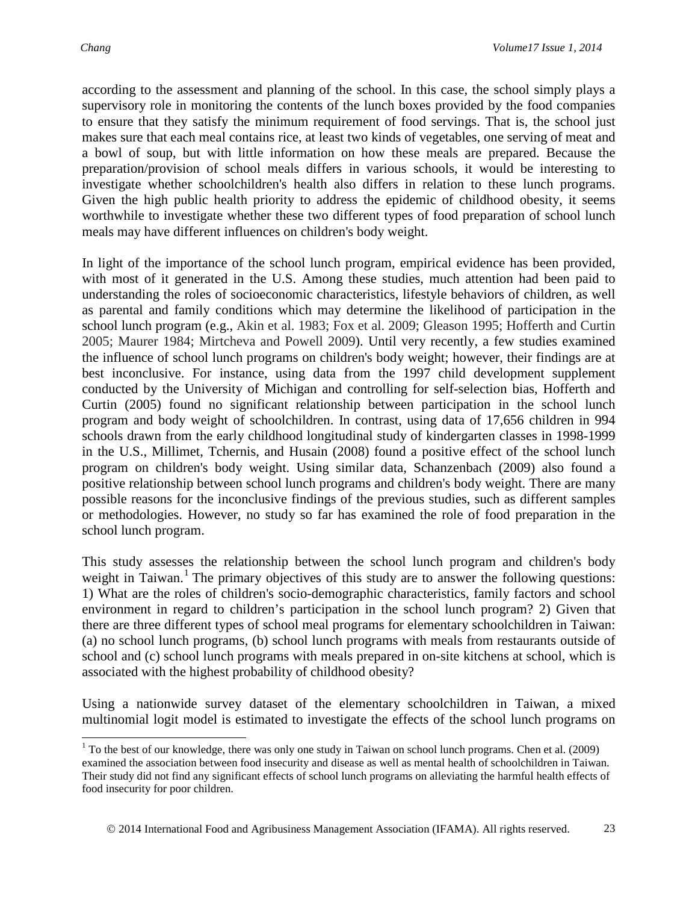according to the assessment and planning of the school. In this case, the school simply plays a supervisory role in monitoring the contents of the lunch boxes provided by the food companies to ensure that they satisfy the minimum requirement of food servings. That is, the school just makes sure that each meal contains rice, at least two kinds of vegetables, one serving of meat and a bowl of soup, but with little information on how these meals are prepared. Because the preparation/provision of school meals differs in various schools, it would be interesting to investigate whether schoolchildren's health also differs in relation to these lunch programs. Given the high public health priority to address the epidemic of childhood obesity, it seems worthwhile to investigate whether these two different types of food preparation of school lunch meals may have different influences on children's body weight.

In light of the importance of the school lunch program, empirical evidence has been provided, with most of it generated in the U.S. Among these studies, much attention had been paid to understanding the roles of socioeconomic characteristics, lifestyle behaviors of children, as well as parental and family conditions which may determine the likelihood of participation in the school lunch program (e.g., Akin et al. 1983; Fox et al. 2009; Gleason 1995; Hofferth and Curtin 2005; Maurer 1984; Mirtcheva and Powell 2009). Until very recently, a few studies examined the influence of school lunch programs on children's body weight; however, their findings are at best inconclusive. For instance, using data from the 1997 child development supplement conducted by the University of Michigan and controlling for self-selection bias, Hofferth and Curtin (2005) found no significant relationship between participation in the school lunch program and body weight of schoolchildren. In contrast, using data of 17,656 children in 994 schools drawn from the early childhood longitudinal study of kindergarten classes in 1998-1999 in the U.S., Millimet, Tchernis, and Husain (2008) found a positive effect of the school lunch program on children's body weight. Using similar data, Schanzenbach (2009) also found a positive relationship between school lunch programs and children's body weight. There are many possible reasons for the inconclusive findings of the previous studies, such as different samples or methodologies. However, no study so far has examined the role of food preparation in the school lunch program.

This study assesses the relationship between the school lunch program and children's body weight in Taiwan.[1] The primary objectives of this study are to answer the following questions: 1) What are the roles of children's socio-demographic characteristics, family factors and school environment in regard to children's participation in the school lunch program? 2) Given that there are three different types of school meal programs for elementary schoolchildren in Taiwan: (a) no school lunch programs, (b) school lunch programs with meals from restaurants outside of school and (c) school lunch programs with meals prepared in on-site kitchens at school, which is associated with the highest probability of childhood obesity?

Using a nationwide survey dataset of the elementary schoolchildren in Taiwan, a mixed multinomial logit model is estimated to investigate the effects of the school lunch programs on

---

[1] To the best of our knowledge, there was only one study in Taiwan on school lunch programs. Chen et al. (2009) examined the association between food insecurity and disease as well as mental health of schoolchildren in Taiwan. Their study did not find any significant effects of school lunch programs on alleviating the harmful health effects of food insecurity for poor children.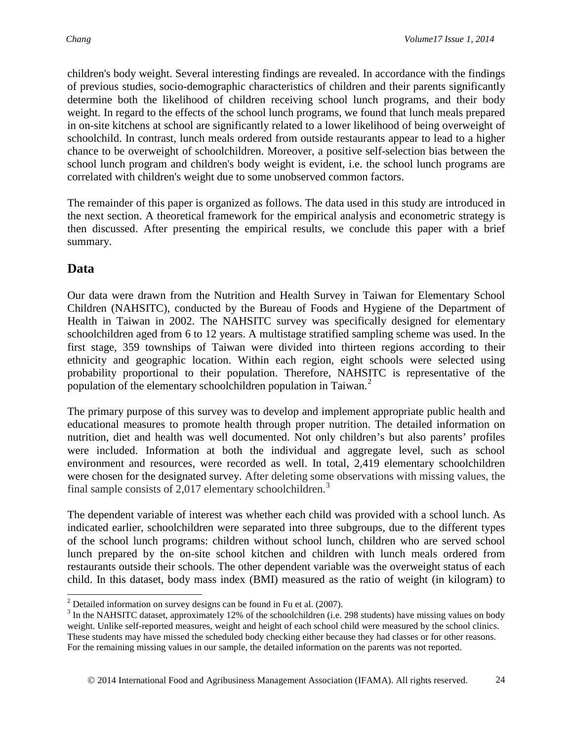children's body weight. Several interesting findings are revealed. In accordance with the findings of previous studies, socio-demographic characteristics of children and their parents significantly determine both the likelihood of children receiving school lunch programs, and their body weight. In regard to the effects of the school lunch programs, we found that lunch meals prepared in on-site kitchens at school are significantly related to a lower likelihood of being overweight of schoolchild. In contrast, lunch meals ordered from outside restaurants appear to lead to a higher chance to be overweight of schoolchildren. Moreover, a positive self-selection bias between the school lunch program and children's body weight is evident, i.e. the school lunch programs are correlated with children's weight due to some unobserved common factors.

The remainder of this paper is organized as follows. The data used in this study are introduced in the next section. A theoretical framework for the empirical analysis and econometric strategy is then discussed. After presenting the empirical results, we conclude this paper with a brief summary.

## Data

Our data were drawn from the Nutrition and Health Survey in Taiwan for Elementary School Children (NAHSITC), conducted by the Bureau of Foods and Hygiene of the Department of Health in Taiwan in 2002. The NAHSITC survey was specifically designed for elementary schoolchildren aged from 6 to 12 years. A multistage stratified sampling scheme was used. In the first stage, 359 townships of Taiwan were divided into thirteen regions according to their ethnicity and geographic location. Within each region, eight schools were selected using probability proportional to their population. Therefore, NAHSITC is representative of the population of the elementary schoolchildren population in Taiwan.[2]

The primary purpose of this survey was to develop and implement appropriate public health and educational measures to promote health through proper nutrition. The detailed information on nutrition, diet and health was well documented. Not only children's but also parents' profiles were included. Information at both the individual and aggregate level, such as school environment and resources, were recorded as well. In total, 2,419 elementary schoolchildren were chosen for the designated survey. After deleting some observations with missing values, the final sample consists of 2,017 elementary schoolchildren.[3]

The dependent variable of interest was whether each child was provided with a school lunch. As indicated earlier, schoolchildren were separated into three subgroups, due to the different types of the school lunch programs: children without school lunch, children who are served school lunch prepared by the on-site school kitchen and children with lunch meals ordered from restaurants outside their schools. The other dependent variable was the overweight status of each child. In this dataset, body mass index (BMI) measured as the ratio of weight (in kilogram) to

---

[2] Detailed information on survey designs can be found in Fu et al. (2007).

[3] In the NAHSITC dataset, approximately 12% of the schoolchildren (i.e. 298 students) have missing values on body weight. Unlike self-reported measures, weight and height of each school child were measured by the school clinics. These students may have missed the scheduled body checking either because they had classes or for other reasons. For the remaining missing values in our sample, the detailed information on the parents was not reported.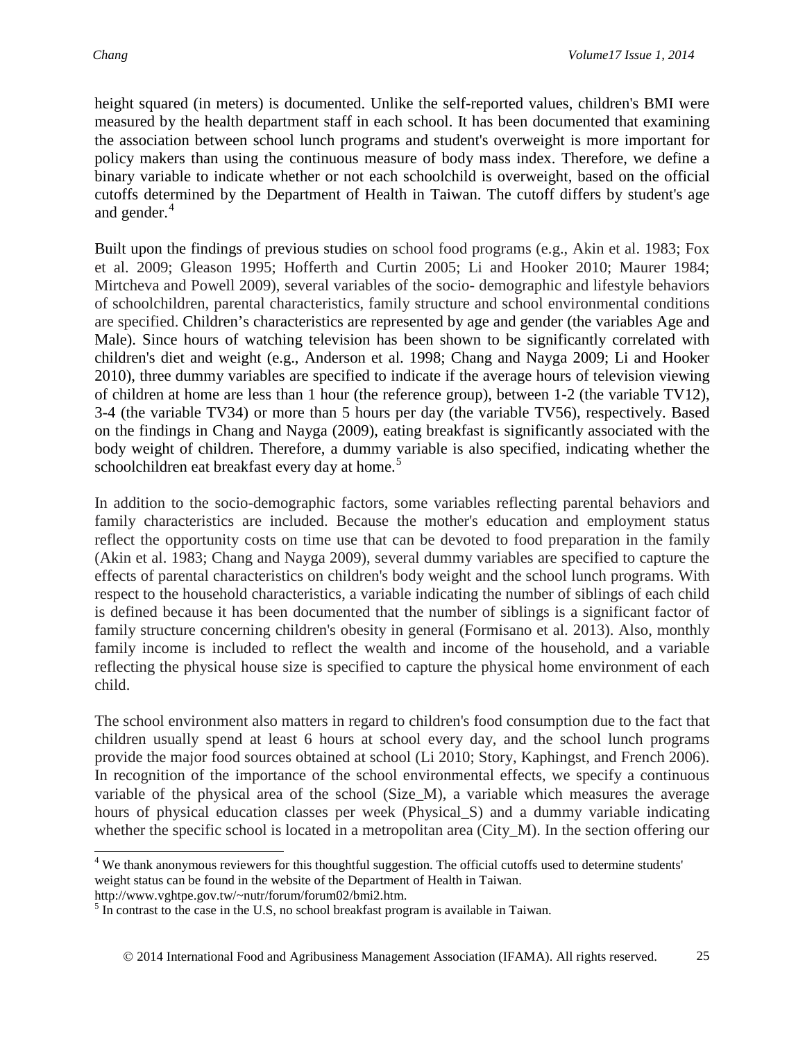height squared (in meters) is documented. Unlike the self-reported values, children's BMI were measured by the health department staff in each school. It has been documented that examining the association between school lunch programs and student's overweight is more important for policy makers than using the continuous measure of body mass index. Therefore, we define a binary variable to indicate whether or not each schoolchild is overweight, based on the official cutoffs determined by the Department of Health in Taiwan. The cutoff differs by student's age and gender.[4]

Built upon the findings of previous studies on school food programs (e.g., Akin et al. 1983; Fox et al. 2009; Gleason 1995; Hofferth and Curtin 2005; Li and Hooker 2010; Maurer 1984; Mirtcheva and Powell 2009), several variables of the socio- demographic and lifestyle behaviors of schoolchildren, parental characteristics, family structure and school environmental conditions are specified. Children's characteristics are represented by age and gender (the variables Age and Male). Since hours of watching television has been shown to be significantly correlated with children's diet and weight (e.g., Anderson et al. 1998; Chang and Nayga 2009; Li and Hooker 2010), three dummy variables are specified to indicate if the average hours of television viewing of children at home are less than 1 hour (the reference group), between 1-2 (the variable TV12), 3-4 (the variable TV34) or more than 5 hours per day (the variable TV56), respectively. Based on the findings in Chang and Nayga (2009), eating breakfast is significantly associated with the body weight of children. Therefore, a dummy variable is also specified, indicating whether the schoolchildren eat breakfast every day at home.[5]

In addition to the socio-demographic factors, some variables reflecting parental behaviors and family characteristics are included. Because the mother's education and employment status reflect the opportunity costs on time use that can be devoted to food preparation in the family (Akin et al. 1983; Chang and Nayga 2009), several dummy variables are specified to capture the effects of parental characteristics on children's body weight and the school lunch programs. With respect to the household characteristics, a variable indicating the number of siblings of each child is defined because it has been documented that the number of siblings is a significant factor of family structure concerning children's obesity in general (Formisano et al. 2013). Also, monthly family income is included to reflect the wealth and income of the household, and a variable reflecting the physical house size is specified to capture the physical home environment of each child.

The school environment also matters in regard to children's food consumption due to the fact that children usually spend at least 6 hours at school every day, and the school lunch programs provide the major food sources obtained at school (Li 2010; Story, Kaphingst, and French 2006). In recognition of the importance of the school environmental effects, we specify a continuous variable of the physical area of the school (Size_M), a variable which measures the average hours of physical education classes per week (Physical_S) and a dummy variable indicating whether the specific school is located in a metropolitan area (City_M). In the section offering our

---

[4] We thank anonymous reviewers for this thoughtful suggestion. The official cutoffs used to determine students' weight status can be found in the website of the Department of Health in Taiwan. http://www.vghtpe.gov.tw/~nutr/forum/forum02/bmi2.htm.

[5] In contrast to the case in the U.S, no school breakfast program is available in Taiwan.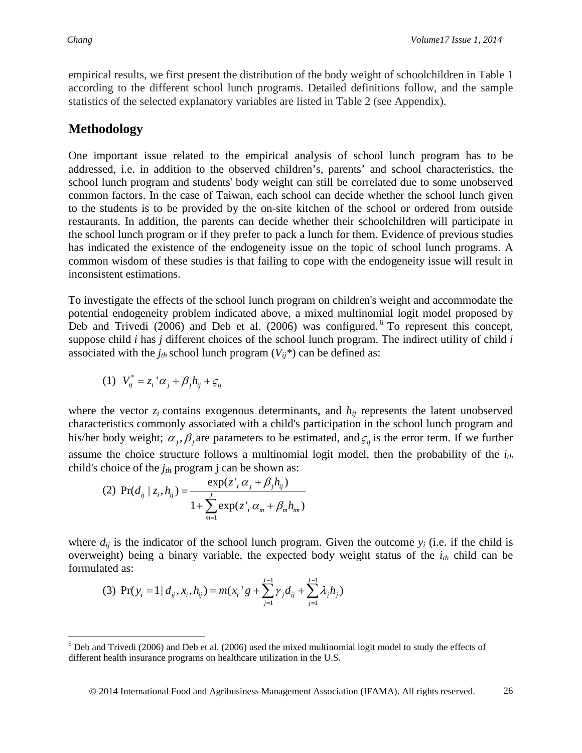empirical results, we first present the distribution of the body weight of schoolchildren in Table 1 according to the different school lunch programs. Detailed definitions follow, and the sample statistics of the selected explanatory variables are listed in Table 2 (see Appendix).

## Methodology

One important issue related to the empirical analysis of school lunch program has to be addressed, i.e. in addition to the observed children's, parents' and school characteristics, the school lunch program and students' body weight can still be correlated due to some unobserved common factors. In the case of Taiwan, each school can decide whether the school lunch given to the students is to be provided by the on-site kitchen of the school or ordered from outside restaurants. In addition, the parents can decide whether their schoolchildren will participate in the school lunch program or if they prefer to pack a lunch for them. Evidence of previous studies has indicated the existence of the endogeneity issue on the topic of school lunch programs. A common wisdom of these studies is that failing to cope with the endogeneity issue will result in inconsistent estimations.

To investigate the effects of the school lunch program on children's weight and accommodate the potential endogeneity problem indicated above, a mixed multinomial logit model proposed by Deb and Trivedi (2006) and Deb et al. (2006) was configured.[6] To represent this concept, suppose child $i$ has $j$ different choices of the school lunch program. The indirect utility of child $i$ associated with the $j_{th}$ school lunch program ($V_{ij}*$) can be defined as:

$$(1)\quad V_{ij}^{*} = z_i{}'\alpha_j + \beta_j h_{ij} + \varsigma_{ij}$$

where the vector $z_i$ contains exogenous determinants, and $h_{ij}$ represents the latent unobserved characteristics commonly associated with a child's participation in the school lunch program and his/her body weight; $\alpha_j, \beta_j$ are parameters to be estimated, and $\varsigma_{ij}$ is the error term. If we further assume the choice structure follows a multinomial logit model, then the probability of the $i_{th}$ child's choice of the $j_{th}$ program j can be shown as:

$$(2)\quad \Pr(d_{ij} \mid z_i, h_{ij}) = \frac{\exp(z'_i\,\alpha_j + \beta_j h_{ij})}{1 + \sum_{m=1}^{J} \exp(z'_i\,\alpha_m + \beta_m h_{im})}$$

where $d_{ij}$ is the indicator of the school lunch program. Given the outcome $y_i$ (i.e. if the child is overweight) being a binary variable, the expected body weight status of the $i_{th}$ child can be formulated as:

$$(3)\quad \Pr(y_i = 1 \mid d_{ij}, x_i, h_{ij}) = m(x_i{}'g + \sum_{j=1}^{J-1} \gamma_j d_{ij} + \sum_{j=1}^{J-1} \lambda_j h_j)$$

[6] Deb and Trivedi (2006) and Deb et al. (2006) used the mixed multinomial logit model to study the effects of different health insurance programs on healthcare utilization in the U.S.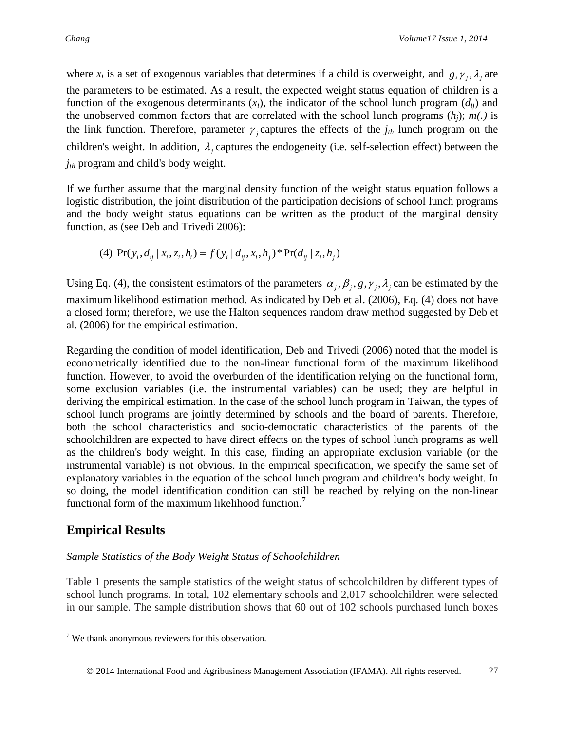where $x_i$ is a set of exogenous variables that determines if a child is overweight, and $g, \gamma_j, \lambda_j$ are the parameters to be estimated. As a result, the expected weight status equation of children is a function of the exogenous determinants ($x_i$), the indicator of the school lunch program ($d_{ij}$) and the unobserved common factors that are correlated with the school lunch programs ($h_j$); $m(.)$ is the link function. Therefore, parameter $\gamma_j$ captures the effects of the $j_{th}$ lunch program on the children's weight. In addition, $\lambda_j$ captures the endogeneity (i.e. self-selection effect) between the $j_{th}$ program and child's body weight.

If we further assume that the marginal density function of the weight status equation follows a logistic distribution, the joint distribution of the participation decisions of school lunch programs and the body weight status equations can be written as the product of the marginal density function, as (see Deb and Trivedi 2006):

$$(4)\ \Pr(y_i, d_{ij} \mid x_i, z_i, h_i) = f(y_i \mid d_{ij}, x_i, h_j) * \Pr(d_{ij} \mid z_i, h_j)$$

Using Eq. (4), the consistent estimators of the parameters $\alpha_j, \beta_j, g, \gamma_j, \lambda_j$ can be estimated by the maximum likelihood estimation method. As indicated by Deb et al. (2006), Eq. (4) does not have a closed form; therefore, we use the Halton sequences random draw method suggested by Deb et al. (2006) for the empirical estimation.

Regarding the condition of model identification, Deb and Trivedi (2006) noted that the model is econometrically identified due to the non-linear functional form of the maximum likelihood function. However, to avoid the overburden of the identification relying on the functional form, some exclusion variables (i.e. the instrumental variables) can be used; they are helpful in deriving the empirical estimation. In the case of the school lunch program in Taiwan, the types of school lunch programs are jointly determined by schools and the board of parents. Therefore, both the school characteristics and socio-democratic characteristics of the parents of the schoolchildren are expected to have direct effects on the types of school lunch programs as well as the children's body weight. In this case, finding an appropriate exclusion variable (or the instrumental variable) is not obvious. In the empirical specification, we specify the same set of explanatory variables in the equation of the school lunch program and children's body weight. In so doing, the model identification condition can still be reached by relying on the non-linear functional form of the maximum likelihood function.[7]

## Empirical Results

*Sample Statistics of the Body Weight Status of Schoolchildren*

Table 1 presents the sample statistics of the weight status of schoolchildren by different types of school lunch programs. In total, 102 elementary schools and 2,017 schoolchildren were selected in our sample. The sample distribution shows that 60 out of 102 schools purchased lunch boxes

---

[7] We thank anonymous reviewers for this observation.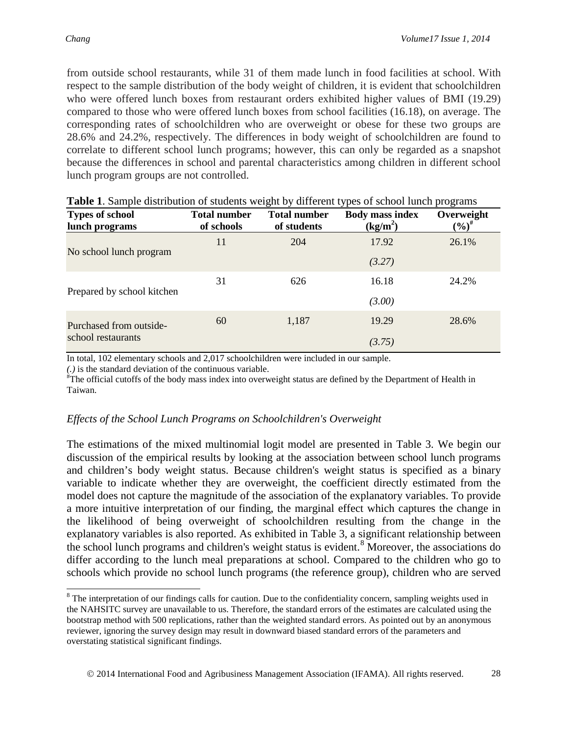from outside school restaurants, while 31 of them made lunch in food facilities at school. With respect to the sample distribution of the body weight of children, it is evident that schoolchildren who were offered lunch boxes from restaurant orders exhibited higher values of BMI (19.29) compared to those who were offered lunch boxes from school facilities (16.18), on average. The corresponding rates of schoolchildren who are overweight or obese for these two groups are 28.6% and 24.2%, respectively. The differences in body weight of schoolchildren are found to correlate to different school lunch programs; however, this can only be regarded as a snapshot because the differences in school and parental characteristics among children in different school lunch program groups are not controlled.

**Table 1**. Sample distribution of students weight by different types of school lunch programs

| Types of school lunch programs | Total number of schools | Total number of students | Body mass index ($kg/m^2$) | Overweight (%)[#] |
|---|---|---|---|---|
| No school lunch program | 11 | 204 | 17.92 | 26.1% |
| | | | *(3.27)* | |
| Prepared by school kitchen | 31 | 626 | 16.18 | 24.2% |
| | | | *(3.00)* | |
| Purchased from outside-school restaurants | 60 | 1,187 | 19.29 | 28.6% |
| | | | *(3.75)* | |

In total, 102 elementary schools and 2,017 schoolchildren were included in our sample.
*(.)* is the standard deviation of the continuous variable.
[#]The official cutoffs of the body mass index into overweight status are defined by the Department of Health in Taiwan.

### *Effects of the School Lunch Programs on Schoolchildren's Overweight*

The estimations of the mixed multinomial logit model are presented in Table 3. We begin our discussion of the empirical results by looking at the association between school lunch programs and children's body weight status. Because children's weight status is specified as a binary variable to indicate whether they are overweight, the coefficient directly estimated from the model does not capture the magnitude of the association of the explanatory variables. To provide a more intuitive interpretation of our finding, the marginal effect which captures the change in the likelihood of being overweight of schoolchildren resulting from the change in the explanatory variables is also reported. As exhibited in Table 3, a significant relationship between the school lunch programs and children's weight status is evident.[8] Moreover, the associations do differ according to the lunch meal preparations at school. Compared to the children who go to schools which provide no school lunch programs (the reference group), children who are served

[8] The interpretation of our findings calls for caution. Due to the confidentiality concern, sampling weights used in the NAHSITC survey are unavailable to us. Therefore, the standard errors of the estimates are calculated using the bootstrap method with 500 replications, rather than the weighted standard errors. As pointed out by an anonymous reviewer, ignoring the survey design may result in downward biased standard errors of the parameters and overstating statistical significant findings.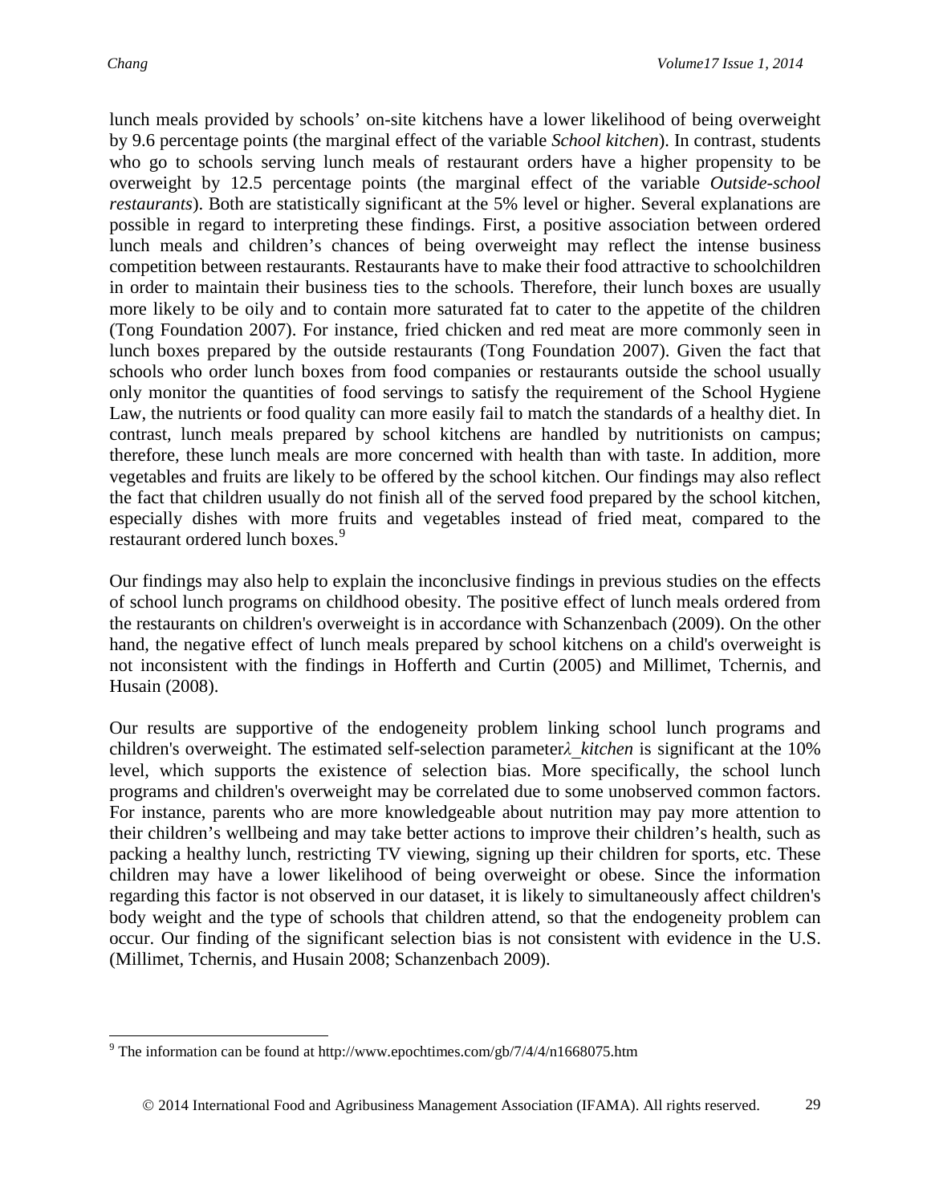lunch meals provided by schools' on-site kitchens have a lower likelihood of being overweight by 9.6 percentage points (the marginal effect of the variable *School kitchen*). In contrast, students who go to schools serving lunch meals of restaurant orders have a higher propensity to be overweight by 12.5 percentage points (the marginal effect of the variable *Outside-school restaurants*). Both are statistically significant at the 5% level or higher. Several explanations are possible in regard to interpreting these findings. First, a positive association between ordered lunch meals and children's chances of being overweight may reflect the intense business competition between restaurants. Restaurants have to make their food attractive to schoolchildren in order to maintain their business ties to the schools. Therefore, their lunch boxes are usually more likely to be oily and to contain more saturated fat to cater to the appetite of the children (Tong Foundation 2007). For instance, fried chicken and red meat are more commonly seen in lunch boxes prepared by the outside restaurants (Tong Foundation 2007). Given the fact that schools who order lunch boxes from food companies or restaurants outside the school usually only monitor the quantities of food servings to satisfy the requirement of the School Hygiene Law, the nutrients or food quality can more easily fail to match the standards of a healthy diet. In contrast, lunch meals prepared by school kitchens are handled by nutritionists on campus; therefore, these lunch meals are more concerned with health than with taste. In addition, more vegetables and fruits are likely to be offered by the school kitchen. Our findings may also reflect the fact that children usually do not finish all of the served food prepared by the school kitchen, especially dishes with more fruits and vegetables instead of fried meat, compared to the restaurant ordered lunch boxes.[9]

Our findings may also help to explain the inconclusive findings in previous studies on the effects of school lunch programs on childhood obesity. The positive effect of lunch meals ordered from the restaurants on children's overweight is in accordance with Schanzenbach (2009). On the other hand, the negative effect of lunch meals prepared by school kitchens on a child's overweight is not inconsistent with the findings in Hofferth and Curtin (2005) and Millimet, Tchernis, and Husain (2008).

Our results are supportive of the endogeneity problem linking school lunch programs and children's overweight. The estimated self-selection parameter $\lambda$_*kitchen* is significant at the 10% level, which supports the existence of selection bias. More specifically, the school lunch programs and children's overweight may be correlated due to some unobserved common factors. For instance, parents who are more knowledgeable about nutrition may pay more attention to their children's wellbeing and may take better actions to improve their children's health, such as packing a healthy lunch, restricting TV viewing, signing up their children for sports, etc. These children may have a lower likelihood of being overweight or obese. Since the information regarding this factor is not observed in our dataset, it is likely to simultaneously affect children's body weight and the type of schools that children attend, so that the endogeneity problem can occur. Our finding of the significant selection bias is not consistent with evidence in the U.S. (Millimet, Tchernis, and Husain 2008; Schanzenbach 2009).

---

[9] The information can be found at http://www.epochtimes.com/gb/7/4/4/n1668075.htm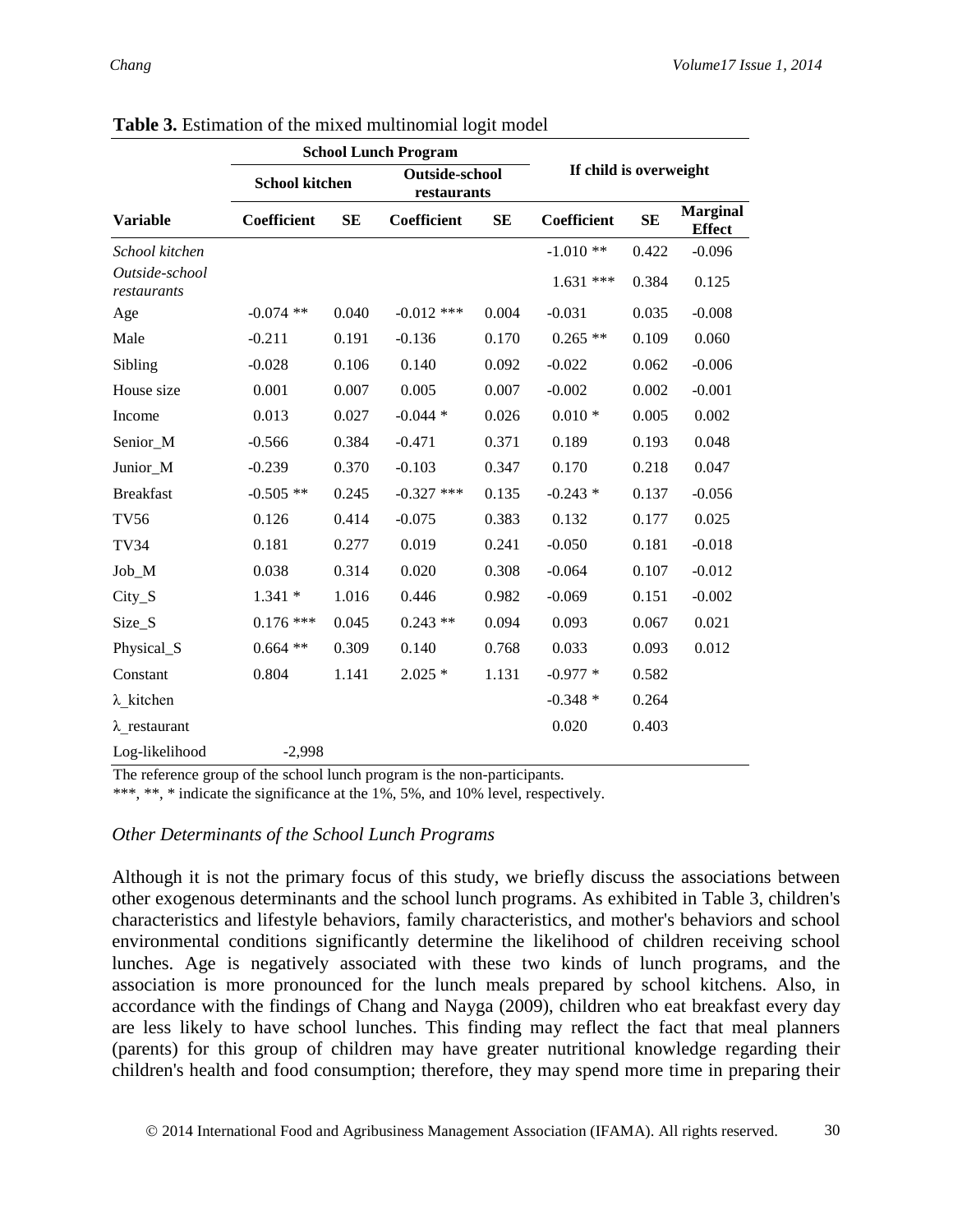**Table 3.** Estimation of the mixed multinomial logit model

| | School Lunch Program | | | | If child is overweight | | |
|---|---|---|---|---|---|---|---|
| | School kitchen | | Outside-school restaurants | | | | |
| **Variable** | **Coefficient** | **SE** | **Coefficient** | **SE** | **Coefficient** | **SE** | **Marginal Effect** |
| *School kitchen* | | | | | -1.010 ** | 0.422 | -0.096 |
| *Outside-school restaurants* | | | | | 1.631 *** | 0.384 | 0.125 |
| Age | -0.074 ** | 0.040 | -0.012 *** | 0.004 | -0.031 | 0.035 | -0.008 |
| Male | -0.211 | 0.191 | -0.136 | 0.170 | 0.265 ** | 0.109 | 0.060 |
| Sibling | -0.028 | 0.106 | 0.140 | 0.092 | -0.022 | 0.062 | -0.006 |
| House size | 0.001 | 0.007 | 0.005 | 0.007 | -0.002 | 0.002 | -0.001 |
| Income | 0.013 | 0.027 | -0.044 * | 0.026 | 0.010 * | 0.005 | 0.002 |
| Senior_M | -0.566 | 0.384 | -0.471 | 0.371 | 0.189 | 0.193 | 0.048 |
| Junior_M | -0.239 | 0.370 | -0.103 | 0.347 | 0.170 | 0.218 | 0.047 |
| Breakfast | -0.505 ** | 0.245 | -0.327 *** | 0.135 | -0.243 * | 0.137 | -0.056 |
| TV56 | 0.126 | 0.414 | -0.075 | 0.383 | 0.132 | 0.177 | 0.025 |
| TV34 | 0.181 | 0.277 | 0.019 | 0.241 | -0.050 | 0.181 | -0.018 |
| Job_M | 0.038 | 0.314 | 0.020 | 0.308 | -0.064 | 0.107 | -0.012 |
| City_S | 1.341 * | 1.016 | 0.446 | 0.982 | -0.069 | 0.151 | -0.002 |
| Size_S | 0.176 *** | 0.045 | 0.243 ** | 0.094 | 0.093 | 0.067 | 0.021 |
| Physical_S | 0.664 ** | 0.309 | 0.140 | 0.768 | 0.033 | 0.093 | 0.012 |
| Constant | 0.804 | 1.141 | 2.025 * | 1.131 | -0.977 * | 0.582 | |
| λ_kitchen | | | | | -0.348 * | 0.264 | |
| λ_restaurant | | | | | 0.020 | 0.403 | |
| Log-likelihood | -2,998 | | | | | | |

The reference group of the school lunch program is the non-participants.
***, **, * indicate the significance at the 1%, 5%, and 10% level, respectively.

*Other Determinants of the School Lunch Programs*

Although it is not the primary focus of this study, we briefly discuss the associations between other exogenous determinants and the school lunch programs. As exhibited in Table 3, children's characteristics and lifestyle behaviors, family characteristics, and mother's behaviors and school environmental conditions significantly determine the likelihood of children receiving school lunches. Age is negatively associated with these two kinds of lunch programs, and the association is more pronounced for the lunch meals prepared by school kitchens. Also, in accordance with the findings of Chang and Nayga (2009), children who eat breakfast every day are less likely to have school lunches. This finding may reflect the fact that meal planners (parents) for this group of children may have greater nutritional knowledge regarding their children's health and food consumption; therefore, they may spend more time in preparing their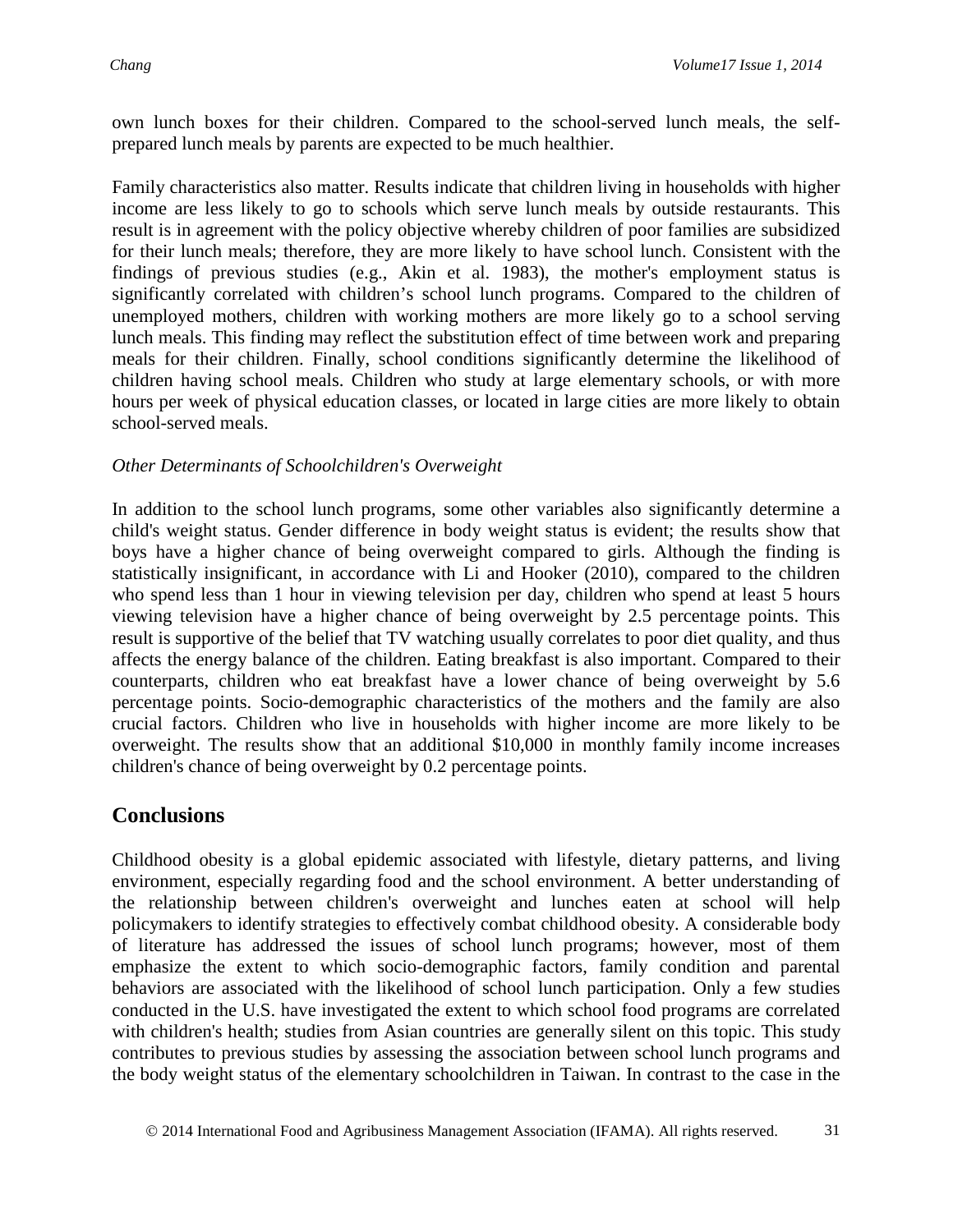own lunch boxes for their children. Compared to the school-served lunch meals, the self-prepared lunch meals by parents are expected to be much healthier.

Family characteristics also matter. Results indicate that children living in households with higher income are less likely to go to schools which serve lunch meals by outside restaurants. This result is in agreement with the policy objective whereby children of poor families are subsidized for their lunch meals; therefore, they are more likely to have school lunch. Consistent with the findings of previous studies (e.g., Akin et al. 1983), the mother's employment status is significantly correlated with children's school lunch programs. Compared to the children of unemployed mothers, children with working mothers are more likely go to a school serving lunch meals. This finding may reflect the substitution effect of time between work and preparing meals for their children. Finally, school conditions significantly determine the likelihood of children having school meals. Children who study at large elementary schools, or with more hours per week of physical education classes, or located in large cities are more likely to obtain school-served meals.

*Other Determinants of Schoolchildren's Overweight*

In addition to the school lunch programs, some other variables also significantly determine a child's weight status. Gender difference in body weight status is evident; the results show that boys have a higher chance of being overweight compared to girls. Although the finding is statistically insignificant, in accordance with Li and Hooker (2010), compared to the children who spend less than 1 hour in viewing television per day, children who spend at least 5 hours viewing television have a higher chance of being overweight by 2.5 percentage points. This result is supportive of the belief that TV watching usually correlates to poor diet quality, and thus affects the energy balance of the children. Eating breakfast is also important. Compared to their counterparts, children who eat breakfast have a lower chance of being overweight by 5.6 percentage points. Socio-demographic characteristics of the mothers and the family are also crucial factors. Children who live in households with higher income are more likely to be overweight. The results show that an additional $10,000 in monthly family income increases children's chance of being overweight by 0.2 percentage points.

## Conclusions

Childhood obesity is a global epidemic associated with lifestyle, dietary patterns, and living environment, especially regarding food and the school environment. A better understanding of the relationship between children's overweight and lunches eaten at school will help policymakers to identify strategies to effectively combat childhood obesity. A considerable body of literature has addressed the issues of school lunch programs; however, most of them emphasize the extent to which socio-demographic factors, family condition and parental behaviors are associated with the likelihood of school lunch participation. Only a few studies conducted in the U.S. have investigated the extent to which school food programs are correlated with children's health; studies from Asian countries are generally silent on this topic. This study contributes to previous studies by assessing the association between school lunch programs and the body weight status of the elementary schoolchildren in Taiwan. In contrast to the case in the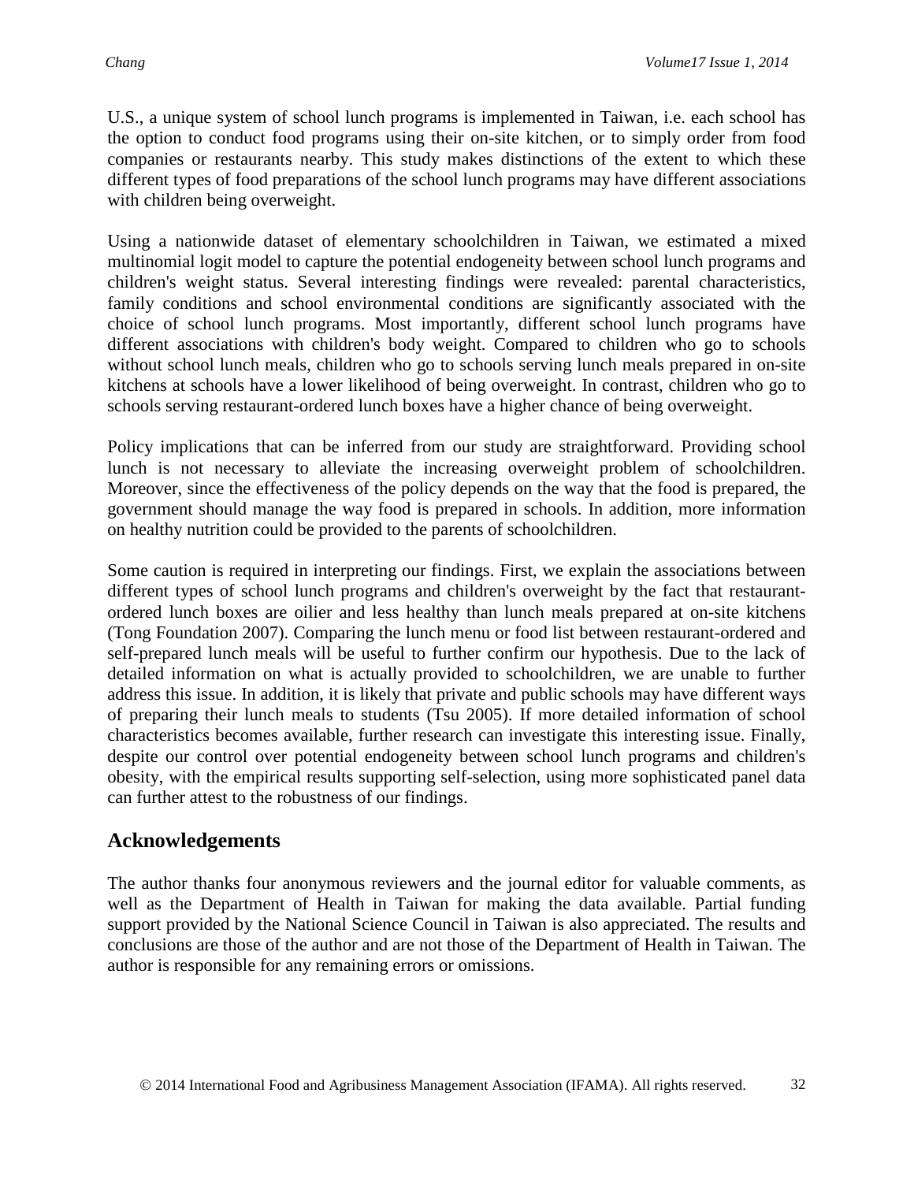U.S., a unique system of school lunch programs is implemented in Taiwan, i.e. each school has the option to conduct food programs using their on-site kitchen, or to simply order from food companies or restaurants nearby. This study makes distinctions of the extent to which these different types of food preparations of the school lunch programs may have different associations with children being overweight.

Using a nationwide dataset of elementary schoolchildren in Taiwan, we estimated a mixed multinomial logit model to capture the potential endogeneity between school lunch programs and children's weight status. Several interesting findings were revealed: parental characteristics, family conditions and school environmental conditions are significantly associated with the choice of school lunch programs. Most importantly, different school lunch programs have different associations with children's body weight. Compared to children who go to schools without school lunch meals, children who go to schools serving lunch meals prepared in on-site kitchens at schools have a lower likelihood of being overweight. In contrast, children who go to schools serving restaurant-ordered lunch boxes have a higher chance of being overweight.

Policy implications that can be inferred from our study are straightforward. Providing school lunch is not necessary to alleviate the increasing overweight problem of schoolchildren. Moreover, since the effectiveness of the policy depends on the way that the food is prepared, the government should manage the way food is prepared in schools. In addition, more information on healthy nutrition could be provided to the parents of schoolchildren.

Some caution is required in interpreting our findings. First, we explain the associations between different types of school lunch programs and children's overweight by the fact that restaurant-ordered lunch boxes are oilier and less healthy than lunch meals prepared at on-site kitchens (Tong Foundation 2007). Comparing the lunch menu or food list between restaurant-ordered and self-prepared lunch meals will be useful to further confirm our hypothesis. Due to the lack of detailed information on what is actually provided to schoolchildren, we are unable to further address this issue. In addition, it is likely that private and public schools may have different ways of preparing their lunch meals to students (Tsu 2005). If more detailed information of school characteristics becomes available, further research can investigate this interesting issue. Finally, despite our control over potential endogeneity between school lunch programs and children's obesity, with the empirical results supporting self-selection, using more sophisticated panel data can further attest to the robustness of our findings.

## Acknowledgements

The author thanks four anonymous reviewers and the journal editor for valuable comments, as well as the Department of Health in Taiwan for making the data available. Partial funding support provided by the National Science Council in Taiwan is also appreciated. The results and conclusions are those of the author and are not those of the Department of Health in Taiwan. The author is responsible for any remaining errors or omissions.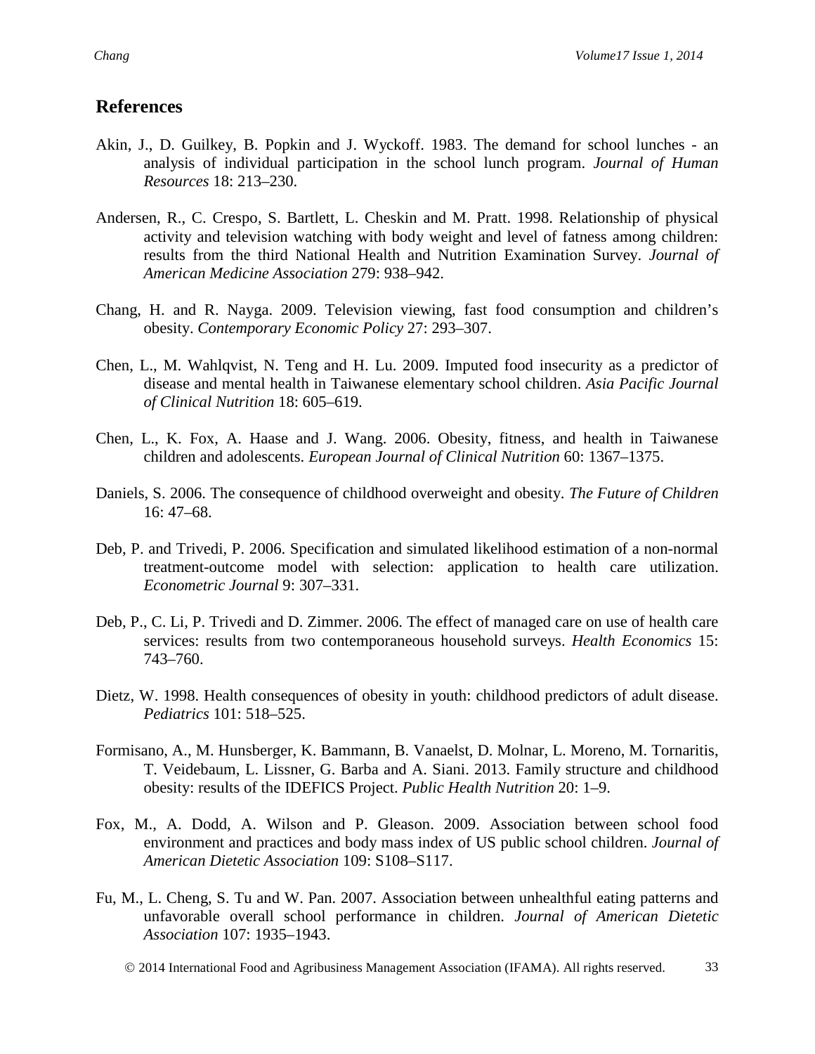## References

Akin, J., D. Guilkey, B. Popkin and J. Wyckoff. 1983. The demand for school lunches - an analysis of individual participation in the school lunch program. *Journal of Human Resources* 18: 213–230.

Andersen, R., C. Crespo, S. Bartlett, L. Cheskin and M. Pratt. 1998. Relationship of physical activity and television watching with body weight and level of fatness among children: results from the third National Health and Nutrition Examination Survey. *Journal of American Medicine Association* 279: 938–942.

Chang, H. and R. Nayga. 2009. Television viewing, fast food consumption and children's obesity. *Contemporary Economic Policy* 27: 293–307.

Chen, L., M. Wahlqvist, N. Teng and H. Lu. 2009. Imputed food insecurity as a predictor of disease and mental health in Taiwanese elementary school children. *Asia Pacific Journal of Clinical Nutrition* 18: 605–619.

Chen, L., K. Fox, A. Haase and J. Wang. 2006. Obesity, fitness, and health in Taiwanese children and adolescents. *European Journal of Clinical Nutrition* 60: 1367–1375.

Daniels, S. 2006. The consequence of childhood overweight and obesity. *The Future of Children* 16: 47–68.

Deb, P. and Trivedi, P. 2006. Specification and simulated likelihood estimation of a non-normal treatment-outcome model with selection: application to health care utilization. *Econometric Journal* 9: 307–331.

Deb, P., C. Li, P. Trivedi and D. Zimmer. 2006. The effect of managed care on use of health care services: results from two contemporaneous household surveys. *Health Economics* 15: 743–760.

Dietz, W. 1998. Health consequences of obesity in youth: childhood predictors of adult disease. *Pediatrics* 101: 518–525.

Formisano, A., M. Hunsberger, K. Bammann, B. Vanaelst, D. Molnar, L. Moreno, M. Tornaritis, T. Veidebaum, L. Lissner, G. Barba and A. Siani. 2013. Family structure and childhood obesity: results of the IDEFICS Project. *Public Health Nutrition* 20: 1–9.

Fox, M., A. Dodd, A. Wilson and P. Gleason. 2009. Association between school food environment and practices and body mass index of US public school children. *Journal of American Dietetic Association* 109: S108–S117.

Fu, M., L. Cheng, S. Tu and W. Pan. 2007. Association between unhealthful eating patterns and unfavorable overall school performance in children. *Journal of American Dietetic Association* 107: 1935–1943.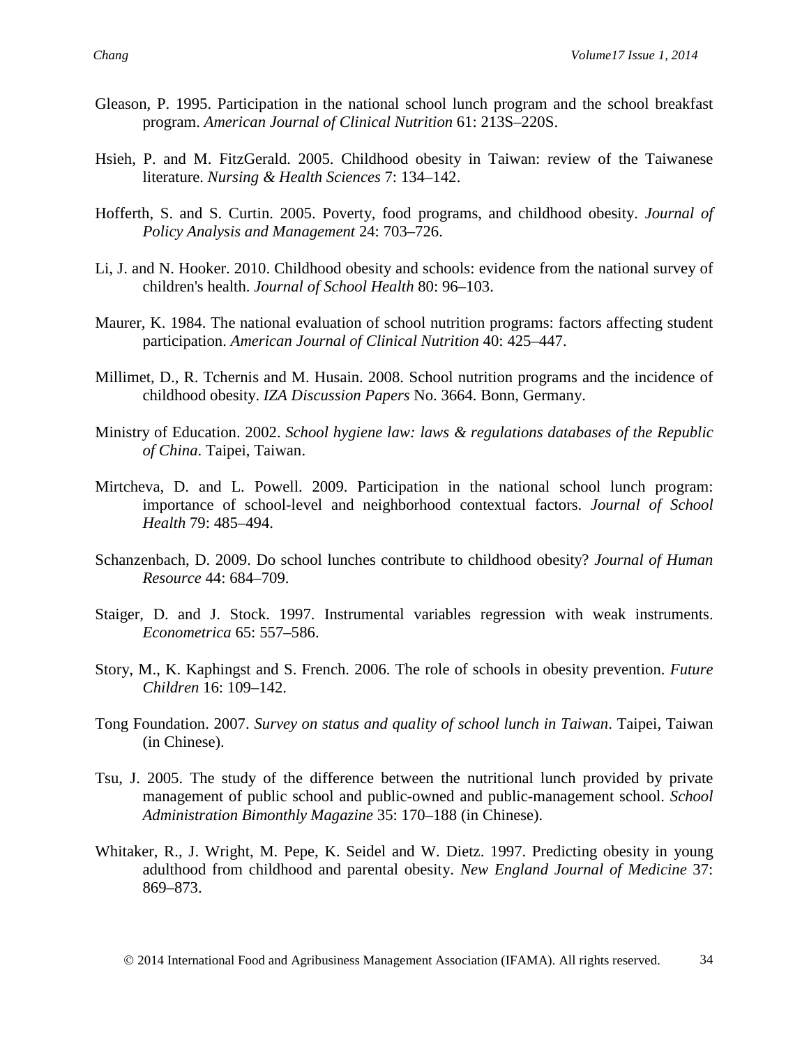Gleason, P. 1995. Participation in the national school lunch program and the school breakfast program. *American Journal of Clinical Nutrition* 61: 213S–220S.

Hsieh, P. and M. FitzGerald. 2005. Childhood obesity in Taiwan: review of the Taiwanese literature. *Nursing & Health Sciences* 7: 134–142.

Hofferth, S. and S. Curtin. 2005. Poverty, food programs, and childhood obesity. *Journal of Policy Analysis and Management* 24: 703–726.

Li, J. and N. Hooker. 2010. Childhood obesity and schools: evidence from the national survey of children's health. *Journal of School Health* 80: 96–103.

Maurer, K. 1984. The national evaluation of school nutrition programs: factors affecting student participation. *American Journal of Clinical Nutrition* 40: 425–447.

Millimet, D., R. Tchernis and M. Husain. 2008. School nutrition programs and the incidence of childhood obesity. *IZA Discussion Papers* No. 3664. Bonn, Germany.

Ministry of Education. 2002. *School hygiene law: laws & regulations databases of the Republic of China*. Taipei, Taiwan.

Mirtcheva, D. and L. Powell. 2009. Participation in the national school lunch program: importance of school-level and neighborhood contextual factors. *Journal of School Health* 79: 485–494.

Schanzenbach, D. 2009. Do school lunches contribute to childhood obesity? *Journal of Human Resource* 44: 684–709.

Staiger, D. and J. Stock. 1997. Instrumental variables regression with weak instruments. *Econometrica* 65: 557–586.

Story, M., K. Kaphingst and S. French. 2006. The role of schools in obesity prevention. *Future Children* 16: 109–142.

Tong Foundation. 2007. *Survey on status and quality of school lunch in Taiwan*. Taipei, Taiwan (in Chinese).

Tsu, J. 2005. The study of the difference between the nutritional lunch provided by private management of public school and public-owned and public-management school. *School Administration Bimonthly Magazine* 35: 170–188 (in Chinese).

Whitaker, R., J. Wright, M. Pepe, K. Seidel and W. Dietz. 1997. Predicting obesity in young adulthood from childhood and parental obesity. *New England Journal of Medicine* 37: 869–873.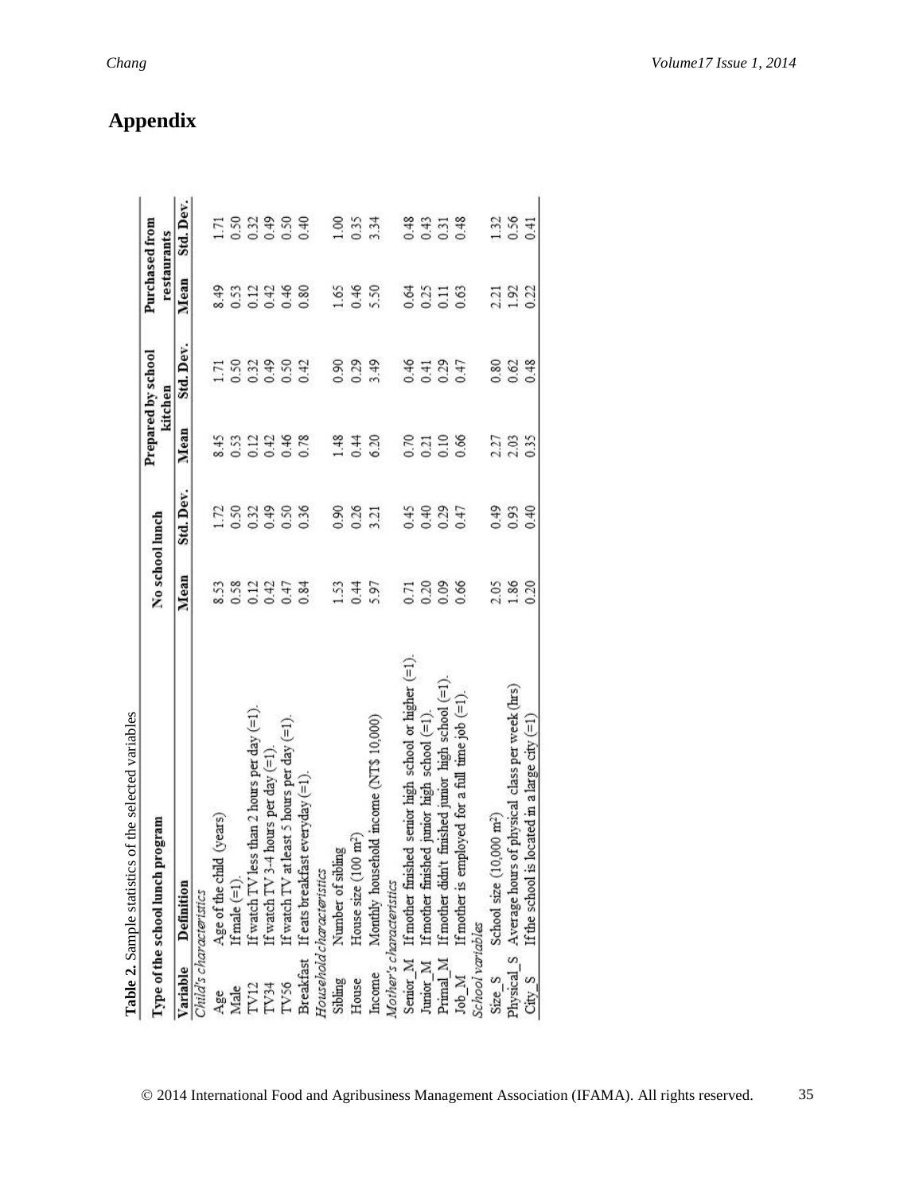# Appendix

**Table 2.** Sample statistics of the selected variables

| Type of the school lunch program | | No school lunch | | Prepared by school kitchen | | Purchased from restaurants | |
|---|---|---|---|---|---|---|---|
| **Variable** | **Definition** | **Mean** | **Std. Dev.** | **Mean** | **Std. Dev.** | **Mean** | **Std. Dev.** |
| *Child's characteristics* | | | | | | | |
| Age | Age of the child (years) | 8.53 | 1.72 | 8.45 | 1.71 | 8.49 | 1.71 |
| Male | If male (=1). | 0.58 | 0.50 | 0.53 | 0.50 | 0.53 | 0.50 |
| TV12 | If watch TV less than 2 hours per day (=1). | 0.12 | 0.32 | 0.12 | 0.32 | 0.12 | 0.32 |
| TV34 | If watch TV 3-4 hours per day (=1). | 0.42 | 0.49 | 0.42 | 0.49 | 0.42 | 0.49 |
| TV56 | If watch TV at least 5 hours per day (=1). | 0.47 | 0.50 | 0.46 | 0.50 | 0.46 | 0.50 |
| Breakfast | If eats breakfast everyday (=1). | 0.84 | 0.36 | 0.78 | 0.42 | 0.80 | 0.40 |
| *Household characteristics* | | | | | | | |
| Sibling | Number of sibling | 1.53 | 0.90 | 1.48 | 0.90 | 1.65 | 1.00 |
| House | House size (100 m²) | 0.44 | 0.26 | 0.44 | 0.29 | 0.46 | 0.35 |
| Income | Monthly household income (NT$ 10,000) | 5.97 | 3.21 | 6.20 | 3.49 | 5.50 | 3.34 |
| *Mother's characteristics* | | | | | | | |
| Senior_M | If mother finished senior high school or higher (=1). | 0.71 | 0.45 | 0.70 | 0.46 | 0.64 | 0.48 |
| Junior_M | If mother finished junior high school (=1). | 0.20 | 0.40 | 0.21 | 0.41 | 0.25 | 0.43 |
| Primal_M | If mother didn't finished junior high school (=1). | 0.09 | 0.29 | 0.10 | 0.29 | 0.11 | 0.31 |
| Job_M | If mother is employed for a full time job (=1). | 0.66 | 0.47 | 0.66 | 0.47 | 0.63 | 0.48 |
| *School variables* | | | | | | | |
| Size_S | School size (10,000 m²) | 2.05 | 0.49 | 2.27 | 0.80 | 2.21 | 1.32 |
| Physical_S | Average hours of physical class per week (hrs) | 1.86 | 0.93 | 2.03 | 0.62 | 1.92 | 0.56 |
| City_S | If the school is located in a large city (=1) | 0.20 | 0.40 | 0.35 | 0.48 | 0.22 | 0.41 |

© 2014 International Food and Agribusiness Management Association (IFAMA). All rights reserved.